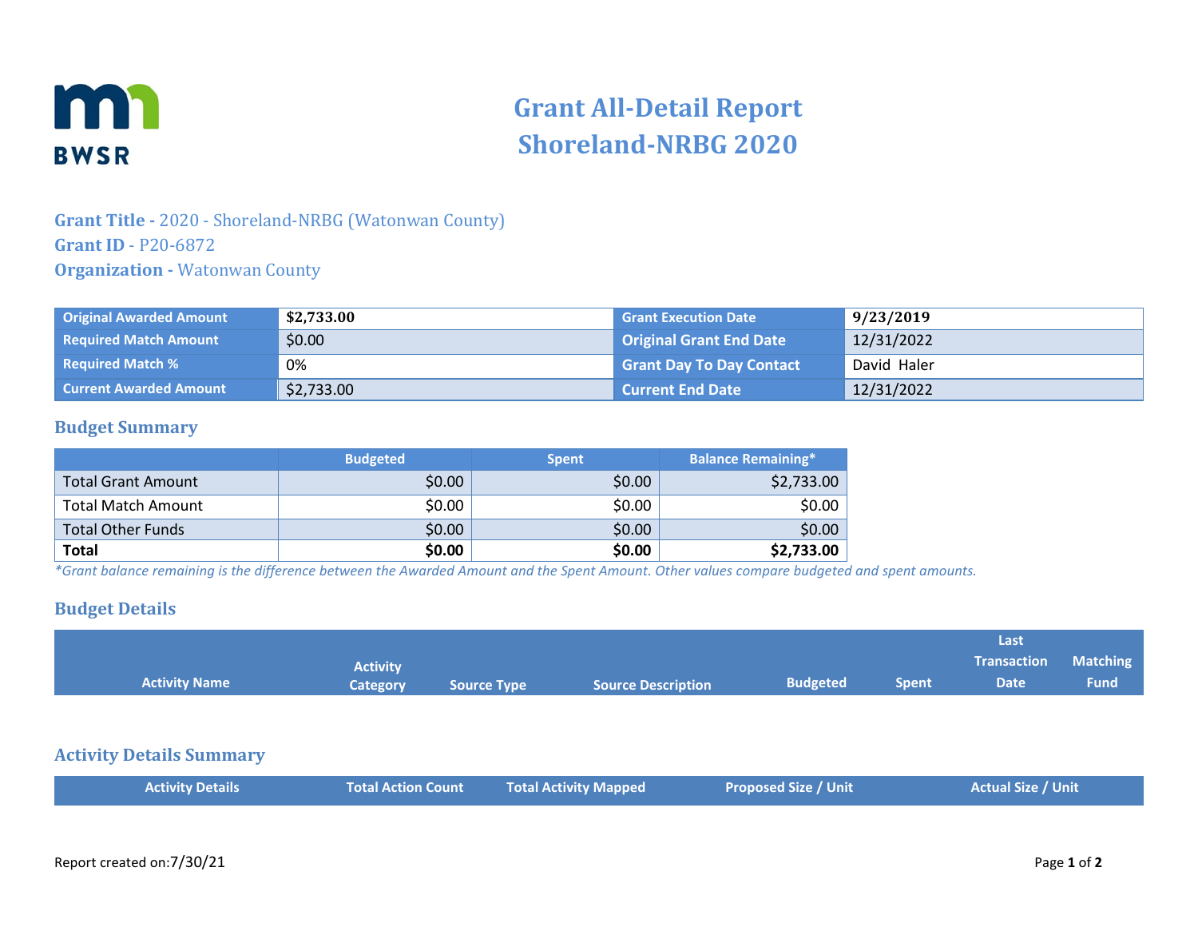BWSR

# Grant All-Detail Report
# Shoreland-NRBG 2020

**Grant Title -** 2020 - Shoreland-NRBG (Watonwan County)
**Grant ID** - P20-6872
**Organization -** Watonwan County

| Original Awarded Amount | $2,733.00 | Grant Execution Date | 9/23/2019 |
|---|---|---|---|
| Required Match Amount | $0.00 | Original Grant End Date | 12/31/2022 |
| Required Match % | 0% | Grant Day To Day Contact | David Haler |
| Current Awarded Amount | $2,733.00 | Current End Date | 12/31/2022 |

## Budget Summary

| | Budgeted | Spent | Balance Remaining* |
|---|---|---|---|
| Total Grant Amount | $0.00 | $0.00 | $2,733.00 |
| Total Match Amount | $0.00 | $0.00 | $0.00 |
| Total Other Funds | $0.00 | $0.00 | $0.00 |
| **Total** | **$0.00** | **$0.00** | **$2,733.00** |

*\*Grant balance remaining is the difference between the Awarded Amount and the Spent Amount. Other values compare budgeted and spent amounts.*

## Budget Details

| Activity Name | Activity Category | Source Type | Source Description | Budgeted | Spent | Last Transaction Date | Matching Fund |
|---|---|---|---|---|---|---|---|

## Activity Details Summary

| Activity Details | Total Action Count | Total Activity Mapped | Proposed Size / Unit | Actual Size / Unit |
|---|---|---|---|---|

Report created on:7/30/21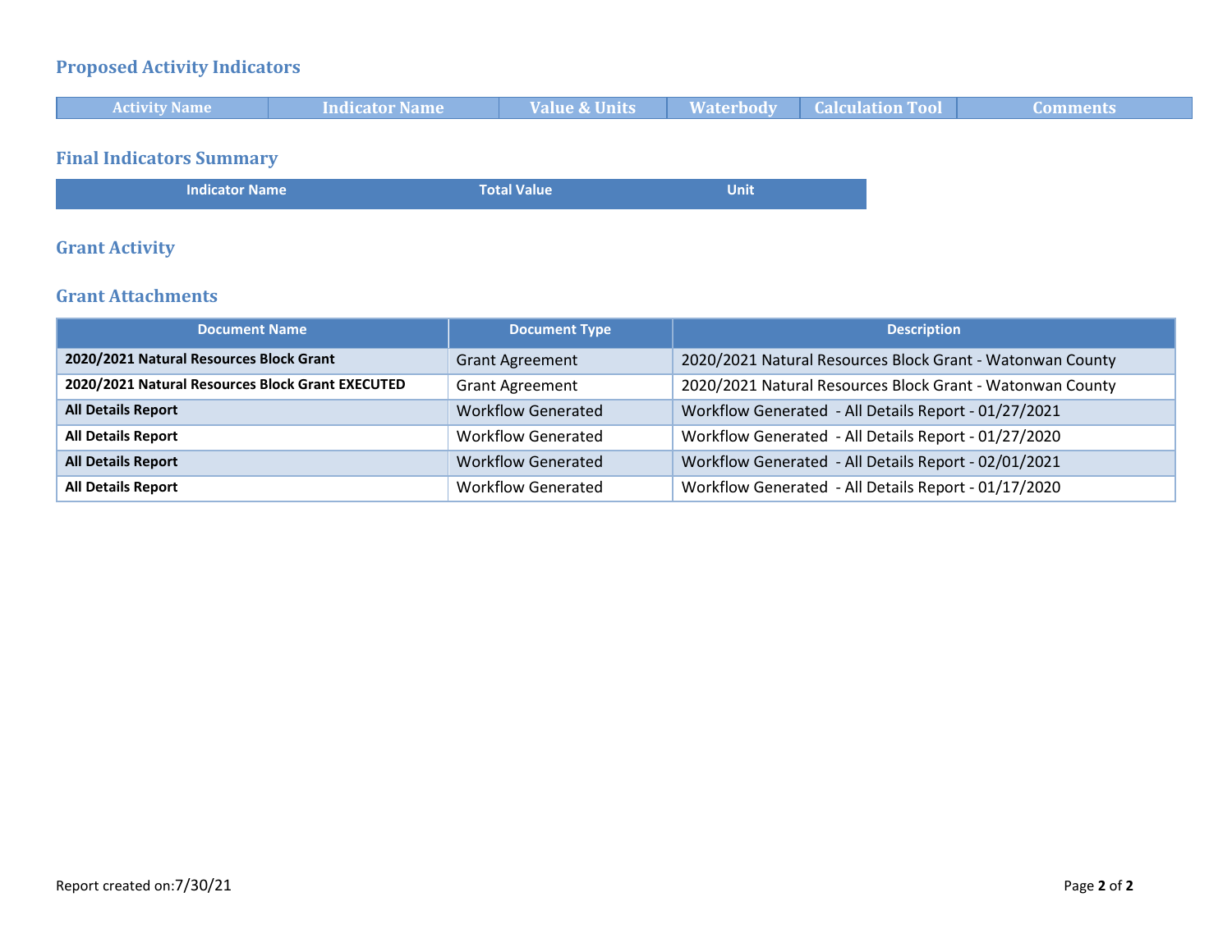## Proposed Activity Indicators

| Activity Name | Indicator Name | Value & Units | Waterbody | Calculation Tool | Comments |
|---|---|---|---|---|---|

## Final Indicators Summary

| Indicator Name | Total Value | Unit |
|---|---|---|

## Grant Activity

## Grant Attachments

| Document Name | Document Type | Description |
|---|---|---|
| **2020/2021 Natural Resources Block Grant** | Grant Agreement | 2020/2021 Natural Resources Block Grant - Watonwan County |
| **2020/2021 Natural Resources Block Grant EXECUTED** | Grant Agreement | 2020/2021 Natural Resources Block Grant - Watonwan County |
| **All Details Report** | Workflow Generated | Workflow Generated - All Details Report - 01/27/2021 |
| **All Details Report** | Workflow Generated | Workflow Generated - All Details Report - 01/27/2020 |
| **All Details Report** | Workflow Generated | Workflow Generated - All Details Report - 02/01/2021 |
| **All Details Report** | Workflow Generated | Workflow Generated - All Details Report - 01/17/2020 |

Report created on:7/30/21